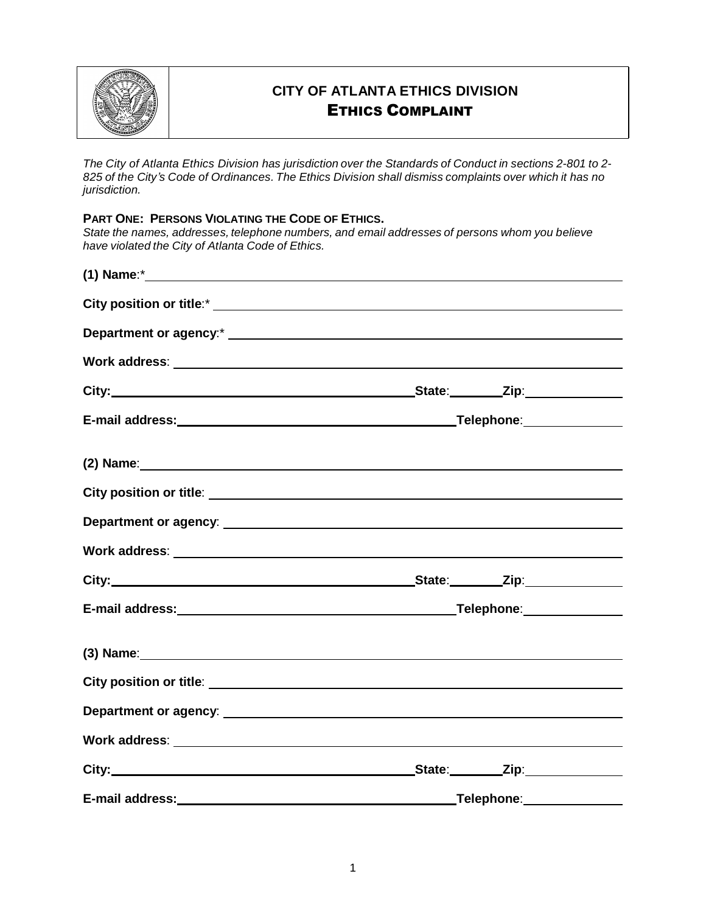# CITY OF ATLANTA ETHICS DIVISION

## ETHICS COMPLAINT

*The City of Atlanta Ethics Division has jurisdiction over the Standards of Conduct in sections 2-801 to 2-825 of the City's Code of Ordinances. The Ethics Division shall dismiss complaints over which it has no jurisdiction.*

**PART ONE: PERSONS VIOLATING THE CODE OF ETHICS.**

*State the names, addresses, telephone numbers, and email addresses of persons whom you believe have violated the City of Atlanta Code of Ethics.*

**(1) Name**:* ______________________________

**City position or title**:* ______________________________

**Department or agency**:* ______________________________

**Work address**: ______________________________

**City:** ______________________ **State**: ________ **Zip**: ____________

**E-mail address:** ______________________ **Telephone**: ____________

**(2) Name**: ______________________________

**City position or title**: ______________________________

**Department or agency**: ______________________________

**Work address**: ______________________________

**City:** ______________________ **State**: ________ **Zip**: ____________

**E-mail address:** ______________________ **Telephone**: ____________

**(3) Name**: ______________________________

**City position or title**: ______________________________

**Department or agency**: ______________________________

**Work address**: ______________________________

**City:** ______________________ **State**: ________ **Zip**: ____________

**E-mail address:** ______________________ **Telephone**: ____________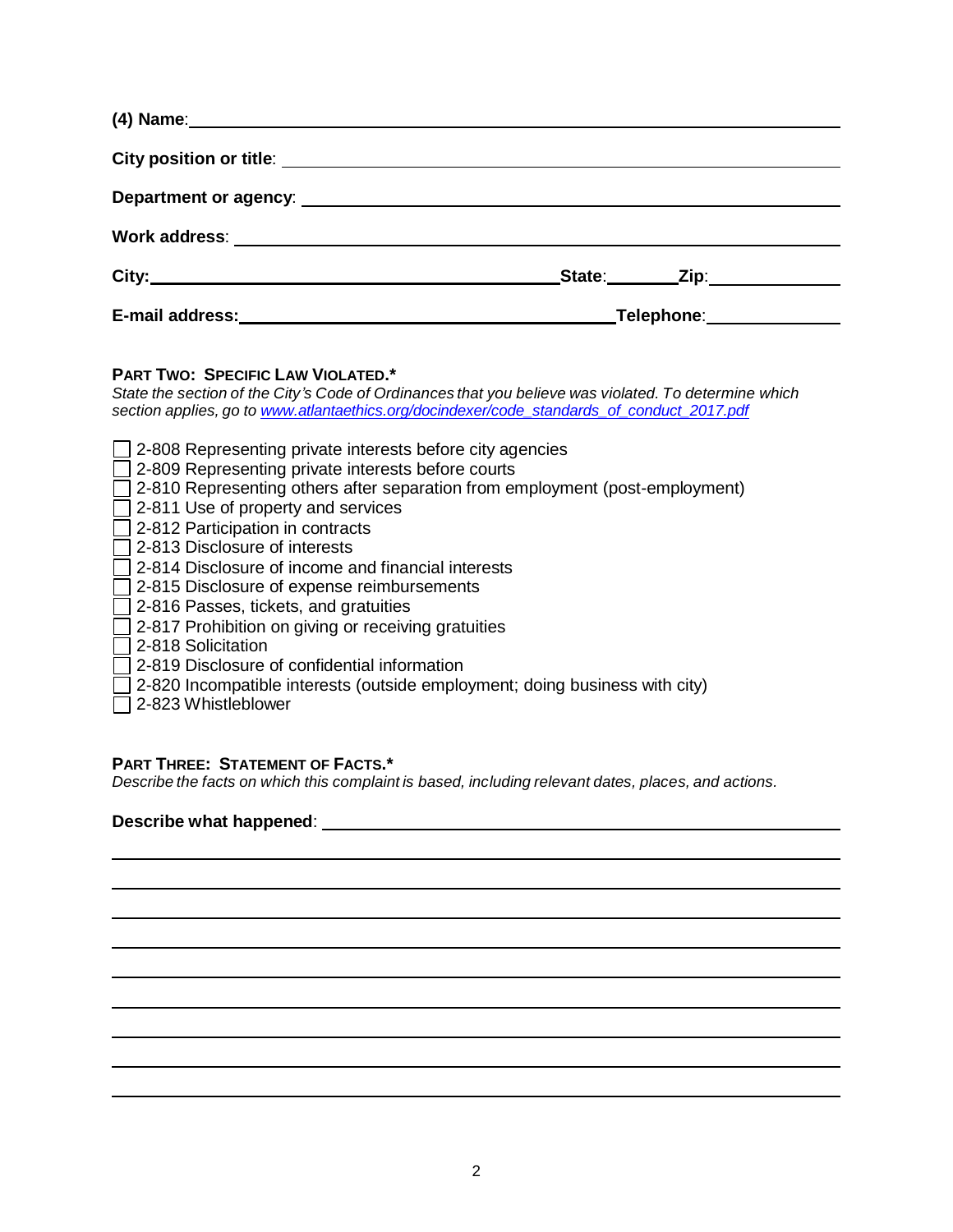**(4) Name**: ____________________

**City position or title**: ____________________

**Department or agency**: ____________________

**Work address**: ____________________

**City:** ____________________ **State**: ________ **Zip**: ________

**E-mail address:** ____________________ **Telephone**: ________

**PART TWO: SPECIFIC LAW VIOLATED.***

*State the section of the City's Code of Ordinances that you believe was violated. To determine which section applies, go to [www.atlantaethics.org/docindexer/code_standards_of_conduct_2017.pdf](www.atlantaethics.org/docindexer/code_standards_of_conduct_2017.pdf)*

- [ ] 2-808 Representing private interests before city agencies
- [ ] 2-809 Representing private interests before courts
- [ ] 2-810 Representing others after separation from employment (post-employment)
- [ ] 2-811 Use of property and services
- [ ] 2-812 Participation in contracts
- [ ] 2-813 Disclosure of interests
- [ ] 2-814 Disclosure of income and financial interests
- [ ] 2-815 Disclosure of expense reimbursements
- [ ] 2-816 Passes, tickets, and gratuities
- [ ] 2-817 Prohibition on giving or receiving gratuities
- [ ] 2-818 Solicitation
- [ ] 2-819 Disclosure of confidential information
- [ ] 2-820 Incompatible interests (outside employment; doing business with city)
- [ ] 2-823 Whistleblower

**PART THREE: STATEMENT OF FACTS.***

*Describe the facts on which this complaint is based, including relevant dates, places, and actions.*

**Describe what happened**: ____________________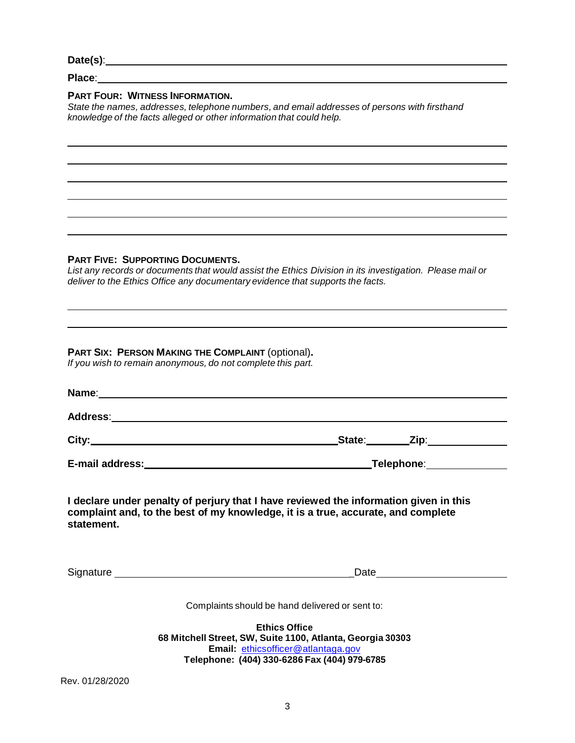**Date(s)**: \_\_\_\_\_\_\_\_\_\_\_\_\_\_\_\_\_\_\_\_\_\_\_\_\_\_\_\_\_\_\_\_\_\_\_\_\_\_\_\_

**Place**: \_\_\_\_\_\_\_\_\_\_\_\_\_\_\_\_\_\_\_\_\_\_\_\_\_\_\_\_\_\_\_\_\_\_\_\_\_\_\_\_

**PART FOUR: WITNESS INFORMATION.**

*State the names, addresses, telephone numbers, and email addresses of persons with firsthand knowledge of the facts alleged or other information that could help.*

\_\_\_\_\_\_\_\_\_\_\_\_\_\_\_\_\_\_\_\_\_\_\_\_\_\_\_\_\_\_\_\_\_\_\_\_\_\_\_\_\_\_\_\_\_\_\_\_

\_\_\_\_\_\_\_\_\_\_\_\_\_\_\_\_\_\_\_\_\_\_\_\_\_\_\_\_\_\_\_\_\_\_\_\_\_\_\_\_\_\_\_\_\_\_\_\_

\_\_\_\_\_\_\_\_\_\_\_\_\_\_\_\_\_\_\_\_\_\_\_\_\_\_\_\_\_\_\_\_\_\_\_\_\_\_\_\_\_\_\_\_\_\_\_\_

\_\_\_\_\_\_\_\_\_\_\_\_\_\_\_\_\_\_\_\_\_\_\_\_\_\_\_\_\_\_\_\_\_\_\_\_\_\_\_\_\_\_\_\_\_\_\_\_

\_\_\_\_\_\_\_\_\_\_\_\_\_\_\_\_\_\_\_\_\_\_\_\_\_\_\_\_\_\_\_\_\_\_\_\_\_\_\_\_\_\_\_\_\_\_\_\_

\_\_\_\_\_\_\_\_\_\_\_\_\_\_\_\_\_\_\_\_\_\_\_\_\_\_\_\_\_\_\_\_\_\_\_\_\_\_\_\_\_\_\_\_\_\_\_\_

**PART FIVE: SUPPORTING DOCUMENTS.**

*List any records or documents that would assist the Ethics Division in its investigation. Please mail or deliver to the Ethics Office any documentary evidence that supports the facts.*

\_\_\_\_\_\_\_\_\_\_\_\_\_\_\_\_\_\_\_\_\_\_\_\_\_\_\_\_\_\_\_\_\_\_\_\_\_\_\_\_\_\_\_\_\_\_\_\_

\_\_\_\_\_\_\_\_\_\_\_\_\_\_\_\_\_\_\_\_\_\_\_\_\_\_\_\_\_\_\_\_\_\_\_\_\_\_\_\_\_\_\_\_\_\_\_\_

**PART SIX: PERSON MAKING THE COMPLAINT** (optional)**.**

*If you wish to remain anonymous, do not complete this part.*

**Name**: \_\_\_\_\_\_\_\_\_\_\_\_\_\_\_\_\_\_\_\_\_\_\_\_\_\_\_\_\_\_\_\_\_\_\_\_\_\_\_\_

**Address**: \_\_\_\_\_\_\_\_\_\_\_\_\_\_\_\_\_\_\_\_\_\_\_\_\_\_\_\_\_\_\_\_\_\_\_\_\_\_\_\_

**City:** \_\_\_\_\_\_\_\_\_\_\_\_\_\_\_\_\_\_\_\_\_\_\_\_\_\_ **State**: \_\_\_\_\_\_\_\_ **Zip**: \_\_\_\_\_\_\_\_\_\_\_\_

**E-mail address:** \_\_\_\_\_\_\_\_\_\_\_\_\_\_\_\_\_\_\_\_\_\_\_\_\_\_ **Telephone**: \_\_\_\_\_\_\_\_\_\_\_\_

**I declare under penalty of perjury that I have reviewed the information given in this complaint and, to the best of my knowledge, it is a true, accurate, and complete statement.**

Signature \_\_\_\_\_\_\_\_\_\_\_\_\_\_\_\_\_\_\_\_\_\_\_\_\_\_\_\_\_\_\_\_\_\_ Date \_\_\_\_\_\_\_\_\_\_\_\_\_\_\_\_\_\_\_\_

Complaints should be hand delivered or sent to:

**Ethics Office**
**68 Mitchell Street, SW, Suite 1100, Atlanta, Georgia 30303**
**Email:** ethicsofficer@atlantaga.gov
**Telephone: (404) 330-6286 Fax (404) 979-6785**

Rev. 01/28/2020